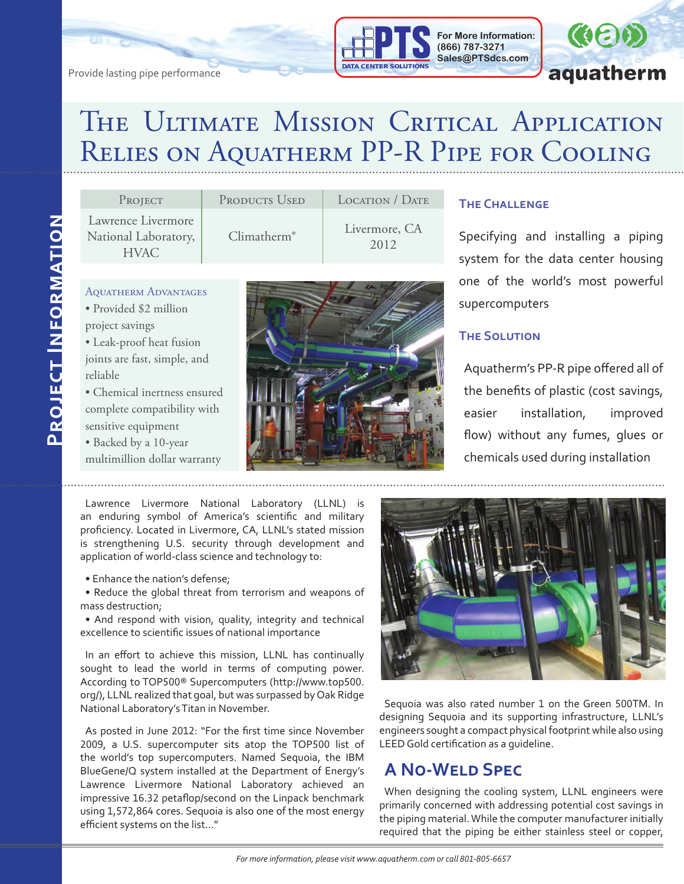Provide lasting pipe performance

For More Information:
(866) 787-3271
Sales@PTSdcs.com

# The Ultimate Mission Critical Application Relies on Aquatherm PP-R Pipe for Cooling

**Project Information**

| Project | Products Used | Location / Date |
|---|---|---|
| Lawrence Livermore National Laboratory, HVAC | Climatherm® | Livermore, CA 2012 |

### Aquatherm Advantages

- Provided $2 million project savings
- Leak-proof heat fusion joints are fast, simple, and reliable
- Chemical inertness ensured complete compatibility with sensitive equipment
- Backed by a 10-year multimillion dollar warranty

### The Challenge

Specifying and installing a piping system for the data center housing one of the world's most powerful supercomputers

### The Solution

Aquatherm's PP-R pipe offered all of the benefits of plastic (cost savings, easier installation, improved flow) without any fumes, glues or chemicals used during installation

Lawrence Livermore National Laboratory (LLNL) is an enduring symbol of America's scientific and military proficiency. Located in Livermore, CA, LLNL's stated mission is strengthening U.S. security through development and application of world-class science and technology to:

- Enhance the nation's defense;
- Reduce the global threat from terrorism and weapons of mass destruction;
- And respond with vision, quality, integrity and technical excellence to scientific issues of national importance

In an effort to achieve this mission, LLNL has continually sought to lead the world in terms of computing power. According to TOP500® Supercomputers (http://www.top500.org/), LLNL realized that goal, but was surpassed by Oak Ridge National Laboratory's Titan in November.

As posted in June 2012: "For the first time since November 2009, a U.S. supercomputer sits atop the TOP500 list of the world's top supercomputers. Named Sequoia, the IBM BlueGene/Q system installed at the Department of Energy's Lawrence Livermore National Laboratory achieved an impressive 16.32 petaflop/second on the Linpack benchmark using 1,572,864 cores. Sequoia is also one of the most energy efficient systems on the list..."

Sequoia was also rated number 1 on the Green 500TM. In designing Sequoia and its supporting infrastructure, LLNL's engineers sought a compact physical footprint while also using LEED Gold certification as a guideline.

## A No-Weld Spec

When designing the cooling system, LLNL engineers were primarily concerned with addressing potential cost savings in the piping material. While the computer manufacturer initially required that the piping be either stainless steel or copper,

*For more information, please visit www.aquatherm.com or call 801-805-6657*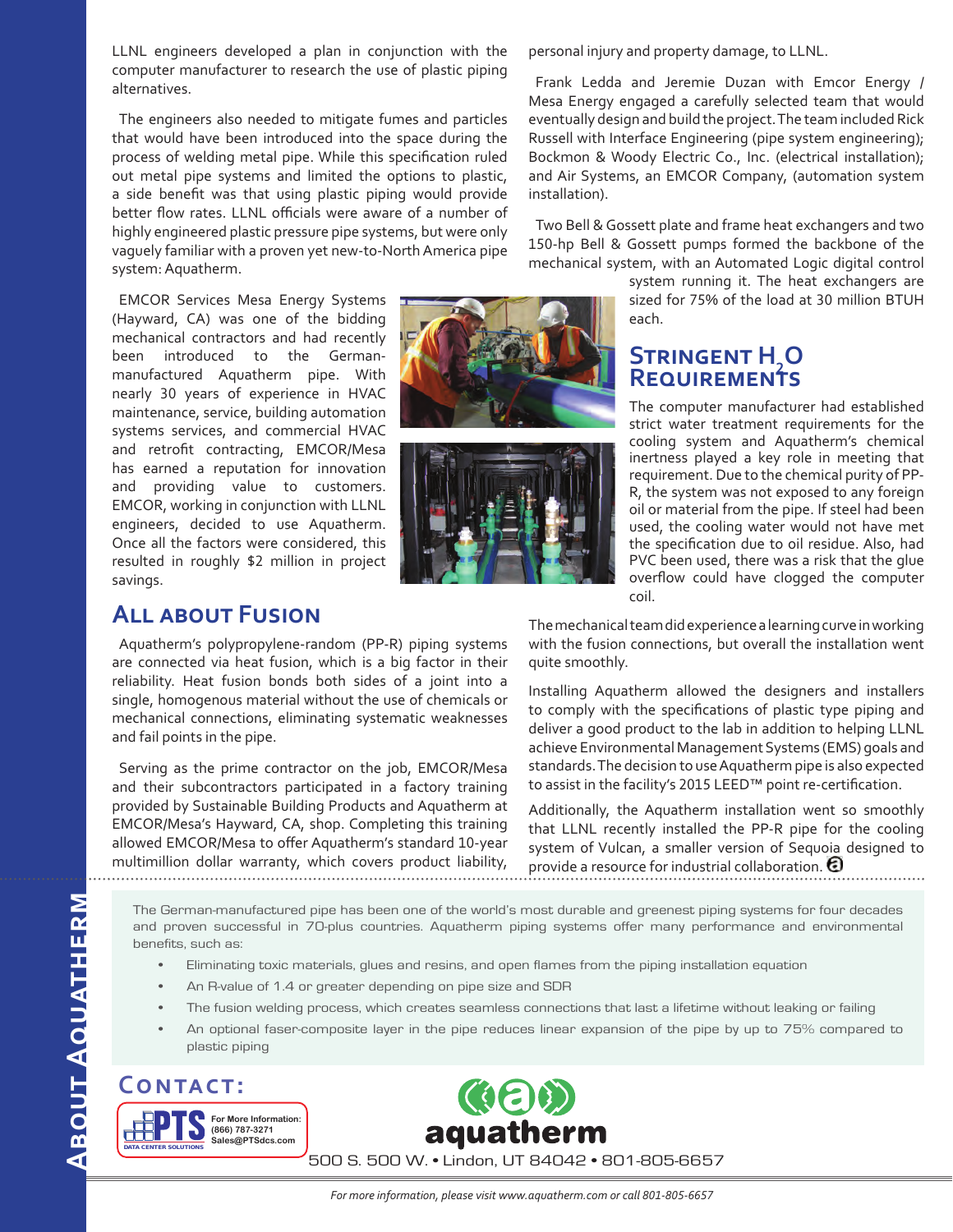LLNL engineers developed a plan in conjunction with the computer manufacturer to research the use of plastic piping alternatives.

The engineers also needed to mitigate fumes and particles that would have been introduced into the space during the process of welding metal pipe. While this specification ruled out metal pipe systems and limited the options to plastic, a side benefit was that using plastic piping would provide better flow rates. LLNL officials were aware of a number of highly engineered plastic pressure pipe systems, but were only vaguely familiar with a proven yet new-to-North America pipe system: Aquatherm.

EMCOR Services Mesa Energy Systems (Hayward, CA) was one of the bidding mechanical contractors and had recently been introduced to the German-manufactured Aquatherm pipe. With nearly 30 years of experience in HVAC maintenance, service, building automation systems services, and commercial HVAC and retrofit contracting, EMCOR/Mesa has earned a reputation for innovation and providing value to customers. EMCOR, working in conjunction with LLNL engineers, decided to use Aquatherm. Once all the factors were considered, this resulted in roughly $2 million in project savings.

## All about Fusion

Aquatherm's polypropylene-random (PP-R) piping systems are connected via heat fusion, which is a big factor in their reliability. Heat fusion bonds both sides of a joint into a single, homogenous material without the use of chemicals or mechanical connections, eliminating systematic weaknesses and fail points in the pipe.

Serving as the prime contractor on the job, EMCOR/Mesa and their subcontractors participated in a factory training provided by Sustainable Building Products and Aquatherm at EMCOR/Mesa's Hayward, CA, shop. Completing this training allowed EMCOR/Mesa to offer Aquatherm's standard 10-year multimillion dollar warranty, which covers product liability, personal injury and property damage, to LLNL.

Frank Ledda and Jeremie Duzan with Emcor Energy / Mesa Energy engaged a carefully selected team that would eventually design and build the project. The team included Rick Russell with Interface Engineering (pipe system engineering); Bockmon & Woody Electric Co., Inc. (electrical installation); and Air Systems, an EMCOR Company, (automation system installation).

Two Bell & Gossett plate and frame heat exchangers and two 150-hp Bell & Gossett pumps formed the backbone of the mechanical system, with an Automated Logic digital control system running it. The heat exchangers are sized for 75% of the load at 30 million BTUH each.

## Stringent $H_2O$ Requirements

The computer manufacturer had established strict water treatment requirements for the cooling system and Aquatherm's chemical inertness played a key role in meeting that requirement. Due to the chemical purity of PP-R, the system was not exposed to any foreign oil or material from the pipe. If steel had been used, the cooling water would not have met the specification due to oil residue. Also, had PVC been used, there was a risk that the glue overflow could have clogged the computer coil.

The mechanical team did experience a learning curve in working with the fusion connections, but overall the installation went quite smoothly.

Installing Aquatherm allowed the designers and installers to comply with the specifications of plastic type piping and deliver a good product to the lab in addition to helping LLNL achieve Environmental Management Systems (EMS) goals and standards. The decision to use Aquatherm pipe is also expected to assist in the facility's 2015 LEED™ point re-certification.

Additionally, the Aquatherm installation went so smoothly that LLNL recently installed the PP-R pipe for the cooling system of Vulcan, a smaller version of Sequoia designed to provide a resource for industrial collaboration.

## About Aquatherm

The German-manufactured pipe has been one of the world's most durable and greenest piping systems for four decades and proven successful in 70-plus countries. Aquatherm piping systems offer many performance and environmental benefits, such as:

- Eliminating toxic materials, glues and resins, and open flames from the piping installation equation
- An R-value of 1.4 or greater depending on pipe size and SDR
- The fusion welding process, which creates seamless connections that last a lifetime without leaking or failing
- An optional faser-composite layer in the pipe reduces linear expansion of the pipe by up to 75% compared to plastic piping

## Contact:

PTS DATA CENTER SOLUTIONS
For More Information:
(866) 787-3271
Sales@PTSdcs.com

aquatherm
500 S. 500 W. • Lindon, UT 84042 • 801-805-6657

*For more information, please visit www.aquatherm.com or call 801-805-6657*